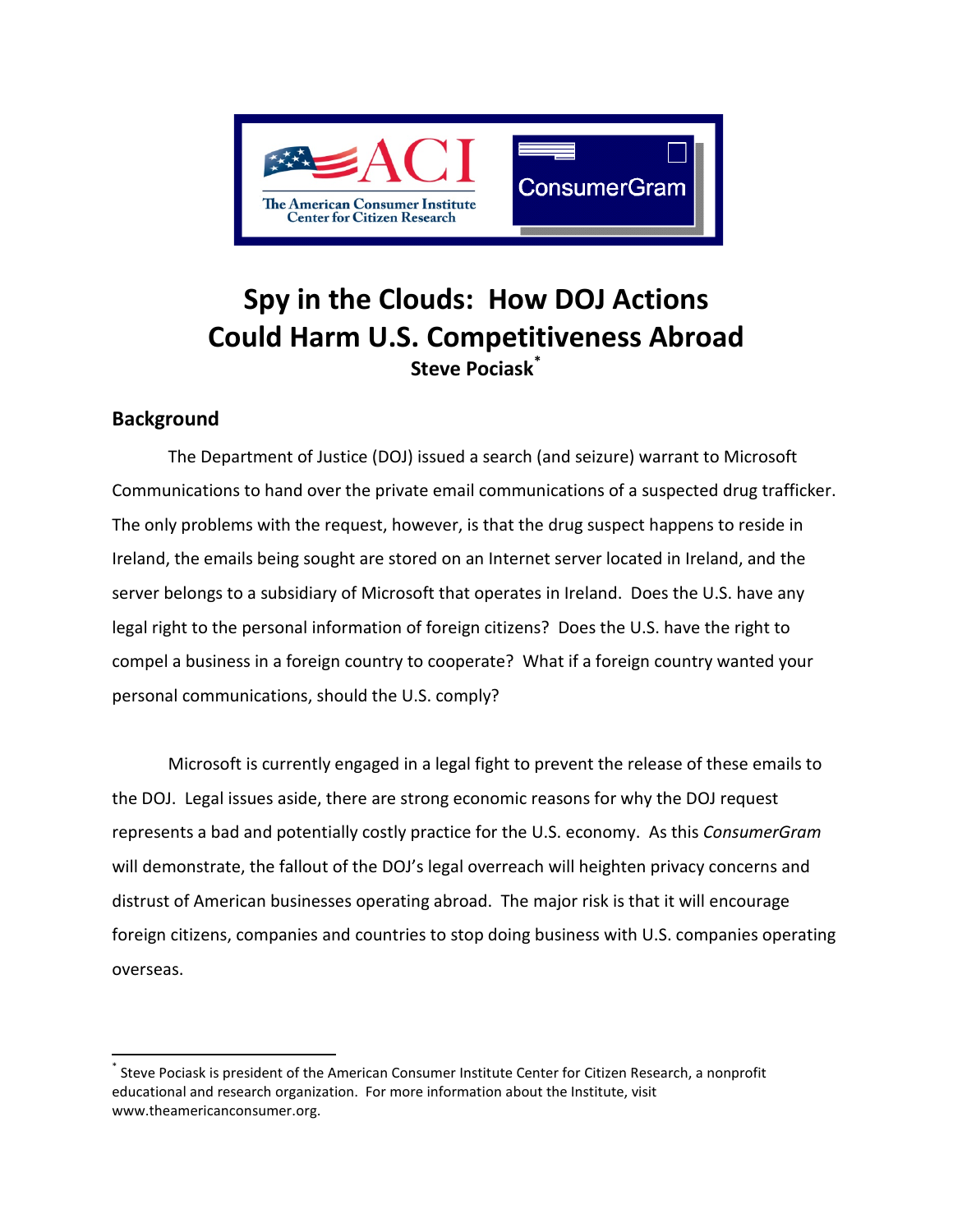ACI

The American Consumer Institute
Center for Citizen Research

ConsumerGram

# Spy in the Clouds: How DOJ Actions Could Harm U.S. Competitiveness Abroad

**Steve Pociask***

## Background

The Department of Justice (DOJ) issued a search (and seizure) warrant to Microsoft Communications to hand over the private email communications of a suspected drug trafficker. The only problems with the request, however, is that the drug suspect happens to reside in Ireland, the emails being sought are stored on an Internet server located in Ireland, and the server belongs to a subsidiary of Microsoft that operates in Ireland. Does the U.S. have any legal right to the personal information of foreign citizens? Does the U.S. have the right to compel a business in a foreign country to cooperate? What if a foreign country wanted your personal communications, should the U.S. comply?

Microsoft is currently engaged in a legal fight to prevent the release of these emails to the DOJ. Legal issues aside, there are strong economic reasons for why the DOJ request represents a bad and potentially costly practice for the U.S. economy. As this *ConsumerGram* will demonstrate, the fallout of the DOJ's legal overreach will heighten privacy concerns and distrust of American businesses operating abroad. The major risk is that it will encourage foreign citizens, companies and countries to stop doing business with U.S. companies operating overseas.

---

* Steve Pociask is president of the American Consumer Institute Center for Citizen Research, a nonprofit educational and research organization. For more information about the Institute, visit www.theamericanconsumer.org.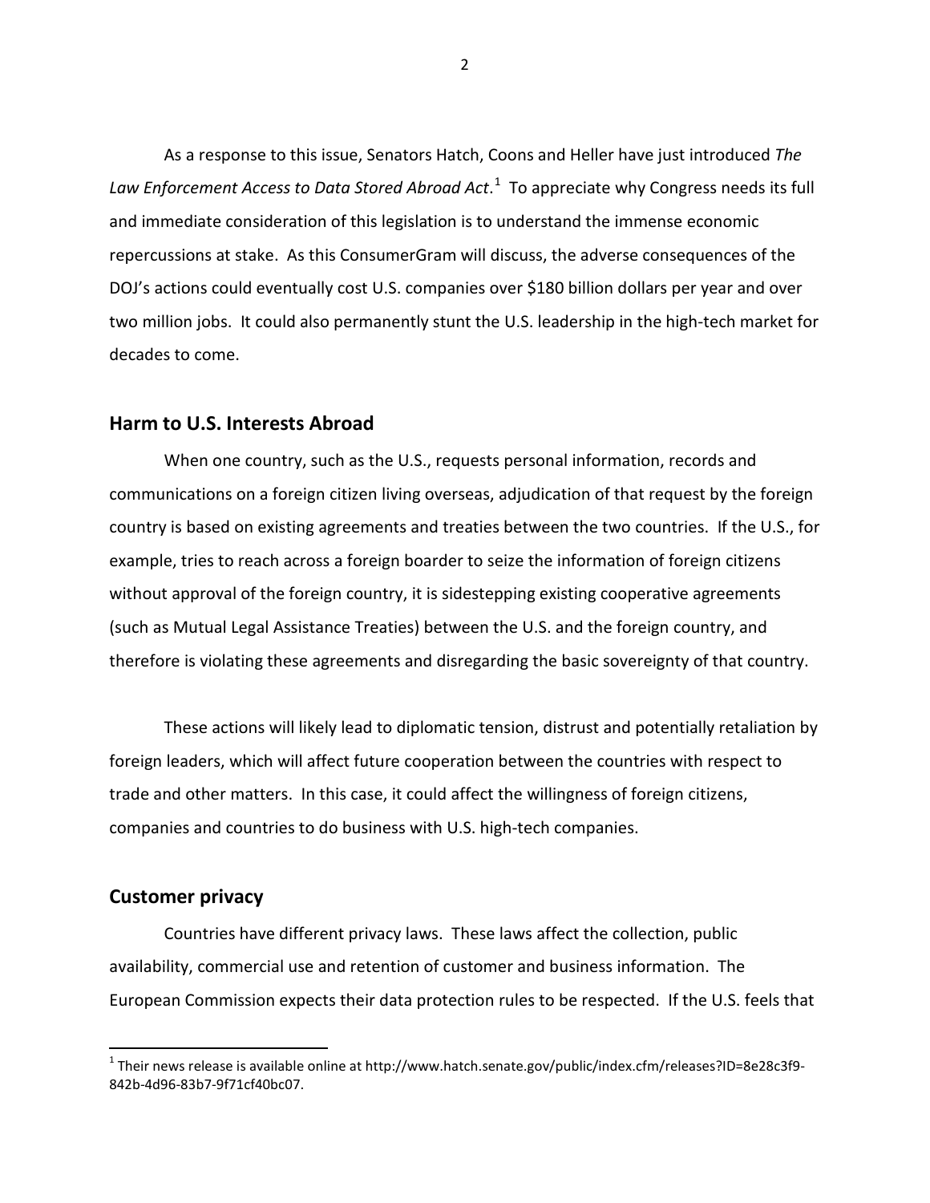As a response to this issue, Senators Hatch, Coons and Heller have just introduced *The Law Enforcement Access to Data Stored Abroad Act*.[1] To appreciate why Congress needs its full and immediate consideration of this legislation is to understand the immense economic repercussions at stake. As this ConsumerGram will discuss, the adverse consequences of the DOJ's actions could eventually cost U.S. companies over $180 billion dollars per year and over two million jobs. It could also permanently stunt the U.S. leadership in the high-tech market for decades to come.

## Harm to U.S. Interests Abroad

When one country, such as the U.S., requests personal information, records and communications on a foreign citizen living overseas, adjudication of that request by the foreign country is based on existing agreements and treaties between the two countries. If the U.S., for example, tries to reach across a foreign boarder to seize the information of foreign citizens without approval of the foreign country, it is sidestepping existing cooperative agreements (such as Mutual Legal Assistance Treaties) between the U.S. and the foreign country, and therefore is violating these agreements and disregarding the basic sovereignty of that country.

These actions will likely lead to diplomatic tension, distrust and potentially retaliation by foreign leaders, which will affect future cooperation between the countries with respect to trade and other matters. In this case, it could affect the willingness of foreign citizens, companies and countries to do business with U.S. high-tech companies.

## Customer privacy

Countries have different privacy laws. These laws affect the collection, public availability, commercial use and retention of customer and business information. The European Commission expects their data protection rules to be respected. If the U.S. feels that

[1] Their news release is available online at http://www.hatch.senate.gov/public/index.cfm/releases?ID=8e28c3f9-842b-4d96-83b7-9f71cf40bc07.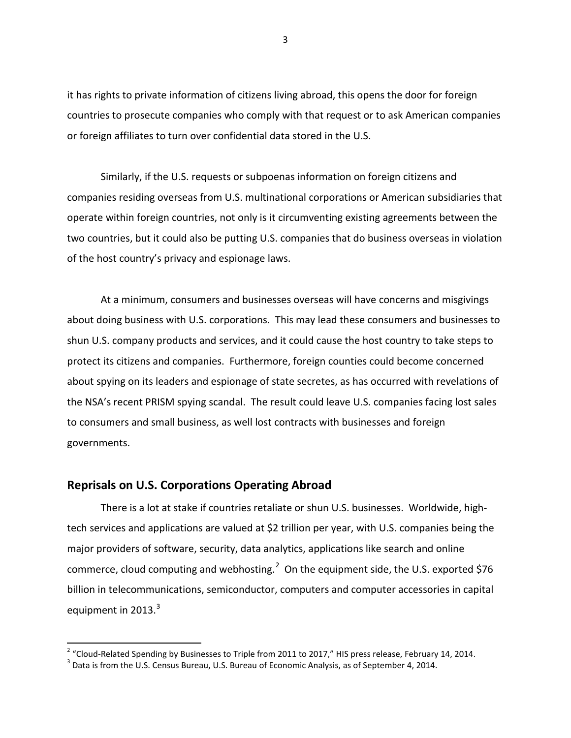it has rights to private information of citizens living abroad, this opens the door for foreign countries to prosecute companies who comply with that request or to ask American companies or foreign affiliates to turn over confidential data stored in the U.S.

Similarly, if the U.S. requests or subpoenas information on foreign citizens and companies residing overseas from U.S. multinational corporations or American subsidiaries that operate within foreign countries, not only is it circumventing existing agreements between the two countries, but it could also be putting U.S. companies that do business overseas in violation of the host country's privacy and espionage laws.

At a minimum, consumers and businesses overseas will have concerns and misgivings about doing business with U.S. corporations. This may lead these consumers and businesses to shun U.S. company products and services, and it could cause the host country to take steps to protect its citizens and companies. Furthermore, foreign counties could become concerned about spying on its leaders and espionage of state secretes, as has occurred with revelations of the NSA's recent PRISM spying scandal. The result could leave U.S. companies facing lost sales to consumers and small business, as well lost contracts with businesses and foreign governments.

## Reprisals on U.S. Corporations Operating Abroad

There is a lot at stake if countries retaliate or shun U.S. businesses. Worldwide, high-tech services and applications are valued at $2 trillion per year, with U.S. companies being the major providers of software, security, data analytics, applications like search and online commerce, cloud computing and webhosting.[2] On the equipment side, the U.S. exported $76 billion in telecommunications, semiconductor, computers and computer accessories in capital equipment in 2013.[3]

---

[2] "Cloud-Related Spending by Businesses to Triple from 2011 to 2017," HIS press release, February 14, 2014.

[3] Data is from the U.S. Census Bureau, U.S. Bureau of Economic Analysis, as of September 4, 2014.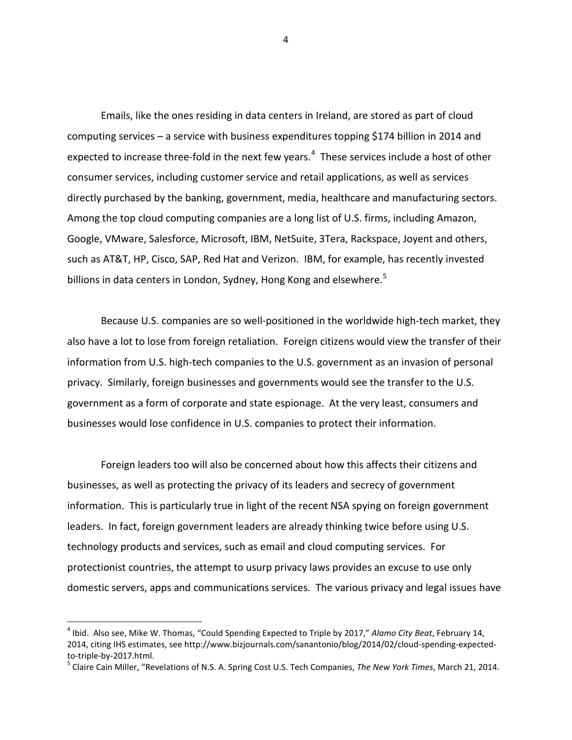Emails, like the ones residing in data centers in Ireland, are stored as part of cloud computing services – a service with business expenditures topping $174 billion in 2014 and expected to increase three-fold in the next few years.[4] These services include a host of other consumer services, including customer service and retail applications, as well as services directly purchased by the banking, government, media, healthcare and manufacturing sectors. Among the top cloud computing companies are a long list of U.S. firms, including Amazon, Google, VMware, Salesforce, Microsoft, IBM, NetSuite, 3Tera, Rackspace, Joyent and others, such as AT&T, HP, Cisco, SAP, Red Hat and Verizon. IBM, for example, has recently invested billions in data centers in London, Sydney, Hong Kong and elsewhere.[5]

Because U.S. companies are so well-positioned in the worldwide high-tech market, they also have a lot to lose from foreign retaliation. Foreign citizens would view the transfer of their information from U.S. high-tech companies to the U.S. government as an invasion of personal privacy. Similarly, foreign businesses and governments would see the transfer to the U.S. government as a form of corporate and state espionage. At the very least, consumers and businesses would lose confidence in U.S. companies to protect their information.

Foreign leaders too will also be concerned about how this affects their citizens and businesses, as well as protecting the privacy of its leaders and secrecy of government information. This is particularly true in light of the recent NSA spying on foreign government leaders. In fact, foreign government leaders are already thinking twice before using U.S. technology products and services, such as email and cloud computing services. For protectionist countries, the attempt to usurp privacy laws provides an excuse to use only domestic servers, apps and communications services. The various privacy and legal issues have

---

[4] Ibid. Also see, Mike W. Thomas, "Could Spending Expected to Triple by 2017," *Alamo City Beat*, February 14, 2014, citing IHS estimates, see http://www.bizjournals.com/sanantonio/blog/2014/02/cloud-spending-expected-to-triple-by-2017.html.

[5] Claire Cain Miller, "Revelations of N.S. A. Spring Cost U.S. Tech Companies, *The New York Times*, March 21, 2014.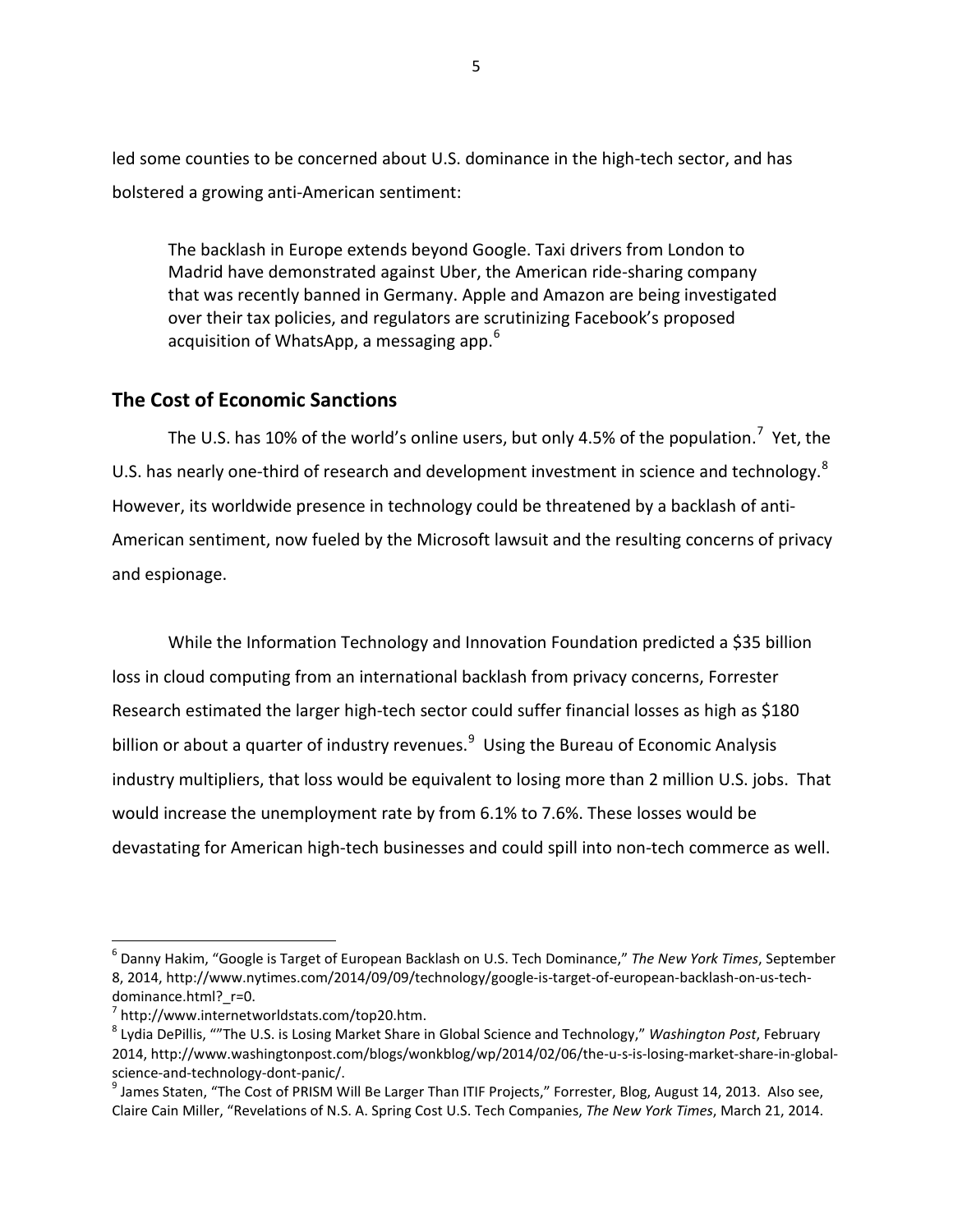led some counties to be concerned about U.S. dominance in the high-tech sector, and has bolstered a growing anti-American sentiment:

> The backlash in Europe extends beyond Google. Taxi drivers from London to Madrid have demonstrated against Uber, the American ride-sharing company that was recently banned in Germany. Apple and Amazon are being investigated over their tax policies, and regulators are scrutinizing Facebook's proposed acquisition of WhatsApp, a messaging app.[6]

## The Cost of Economic Sanctions

The U.S. has 10% of the world's online users, but only 4.5% of the population.[7] Yet, the U.S. has nearly one-third of research and development investment in science and technology.[8] However, its worldwide presence in technology could be threatened by a backlash of anti-American sentiment, now fueled by the Microsoft lawsuit and the resulting concerns of privacy and espionage.

While the Information Technology and Innovation Foundation predicted a $35 billion loss in cloud computing from an international backlash from privacy concerns, Forrester Research estimated the larger high-tech sector could suffer financial losses as high as $180 billion or about a quarter of industry revenues.[9] Using the Bureau of Economic Analysis industry multipliers, that loss would be equivalent to losing more than 2 million U.S. jobs. That would increase the unemployment rate by from 6.1% to 7.6%. These losses would be devastating for American high-tech businesses and could spill into non-tech commerce as well.

---

[6] Danny Hakim, "Google is Target of European Backlash on U.S. Tech Dominance," *The New York Times*, September 8, 2014, http://www.nytimes.com/2014/09/09/technology/google-is-target-of-european-backlash-on-us-tech-dominance.html?_r=0.

[7] http://www.internetworldstats.com/top20.htm.

[8] Lydia DePillis, ""The U.S. is Losing Market Share in Global Science and Technology," *Washington Post*, February 2014, http://www.washingtonpost.com/blogs/wonkblog/wp/2014/02/06/the-u-s-is-losing-market-share-in-global-science-and-technology-dont-panic/.

[9] James Staten, "The Cost of PRISM Will Be Larger Than ITIF Projects," Forrester, Blog, August 14, 2013. Also see, Claire Cain Miller, "Revelations of N.S. A. Spring Cost U.S. Tech Companies, *The New York Times*, March 21, 2014.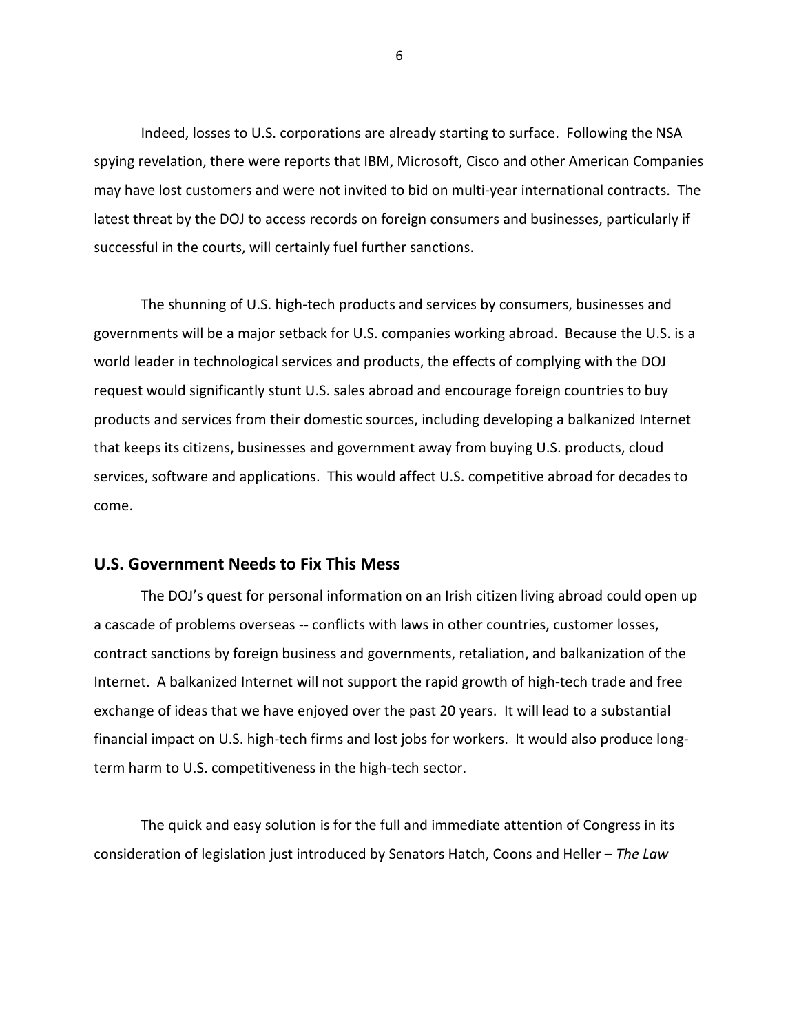Indeed, losses to U.S. corporations are already starting to surface. Following the NSA spying revelation, there were reports that IBM, Microsoft, Cisco and other American Companies may have lost customers and were not invited to bid on multi-year international contracts. The latest threat by the DOJ to access records on foreign consumers and businesses, particularly if successful in the courts, will certainly fuel further sanctions.

The shunning of U.S. high-tech products and services by consumers, businesses and governments will be a major setback for U.S. companies working abroad. Because the U.S. is a world leader in technological services and products, the effects of complying with the DOJ request would significantly stunt U.S. sales abroad and encourage foreign countries to buy products and services from their domestic sources, including developing a balkanized Internet that keeps its citizens, businesses and government away from buying U.S. products, cloud services, software and applications. This would affect U.S. competitive abroad for decades to come.

## U.S. Government Needs to Fix This Mess

The DOJ's quest for personal information on an Irish citizen living abroad could open up a cascade of problems overseas -- conflicts with laws in other countries, customer losses, contract sanctions by foreign business and governments, retaliation, and balkanization of the Internet. A balkanized Internet will not support the rapid growth of high-tech trade and free exchange of ideas that we have enjoyed over the past 20 years. It will lead to a substantial financial impact on U.S. high-tech firms and lost jobs for workers. It would also produce long-term harm to U.S. competitiveness in the high-tech sector.

The quick and easy solution is for the full and immediate attention of Congress in its consideration of legislation just introduced by Senators Hatch, Coons and Heller – *The Law*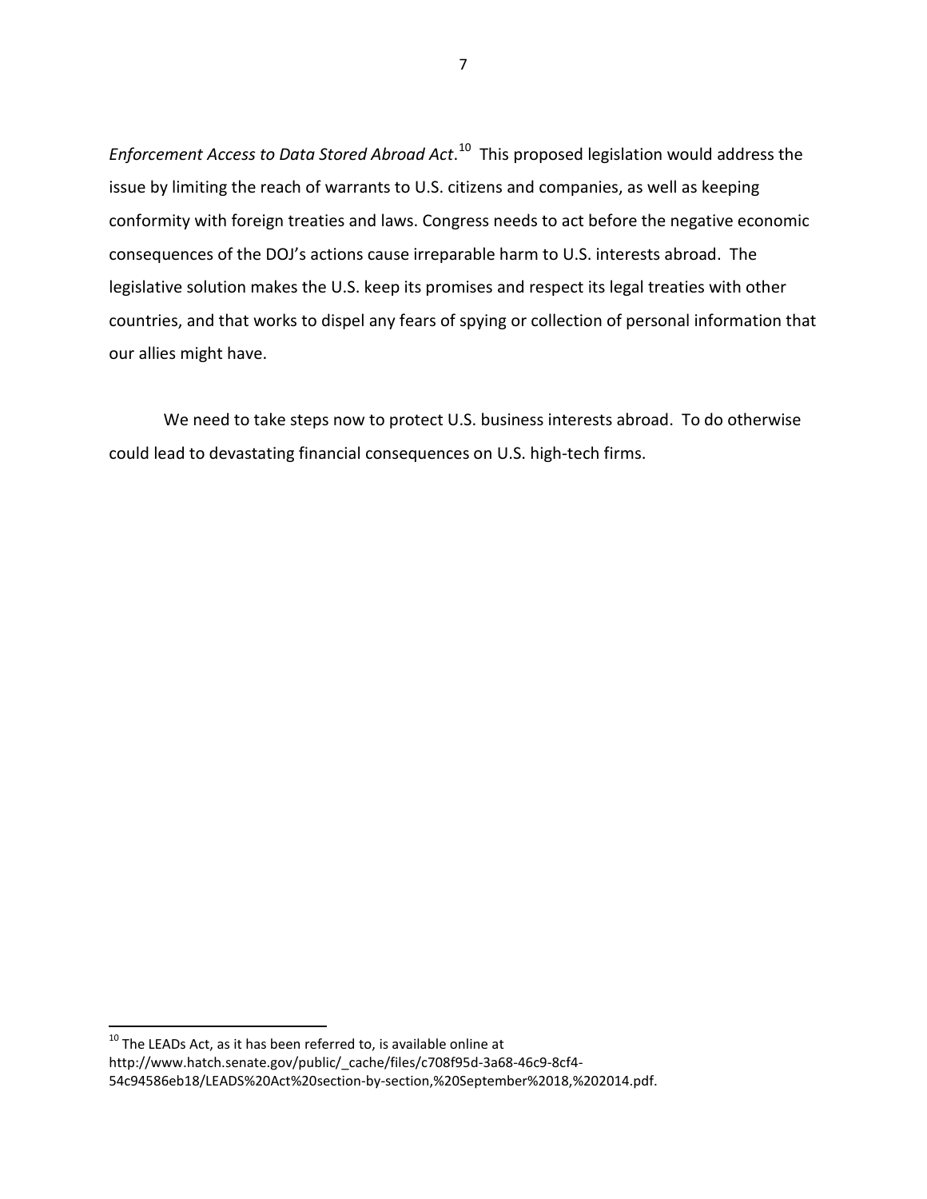*Enforcement Access to Data Stored Abroad Act*.[10] This proposed legislation would address the issue by limiting the reach of warrants to U.S. citizens and companies, as well as keeping conformity with foreign treaties and laws. Congress needs to act before the negative economic consequences of the DOJ's actions cause irreparable harm to U.S. interests abroad. The legislative solution makes the U.S. keep its promises and respect its legal treaties with other countries, and that works to dispel any fears of spying or collection of personal information that our allies might have.

We need to take steps now to protect U.S. business interests abroad. To do otherwise could lead to devastating financial consequences on U.S. high-tech firms.

---

[10] The LEADs Act, as it has been referred to, is available online at http://www.hatch.senate.gov/public/_cache/files/c708f95d-3a68-46c9-8cf4-54c94586eb18/LEADS%20Act%20section-by-section,%20September%2018,%202014.pdf.